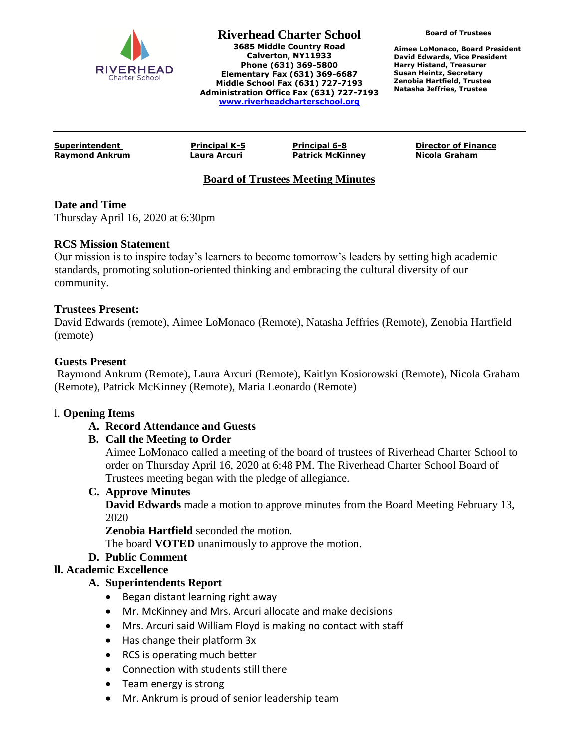# Riverhead Charter School

**3685 Middle Country Road**
**Calverton, NY11933**
**Phone (631) 369-5800**
**Elementary Fax (631) 369-6687**
**Middle School Fax (631) 727-7193**
**Administration Office Fax (631) 727-7193**
**www.riverheadcharterschool.org**

**Board of Trustees**

**Aimee LoMonaco, Board President**
**David Edwards, Vice President**
**Harry Histand, Treasurer**
**Susan Heintz, Secretary**
**Zenobia Hartfield, Trustee**
**Natasha Jeffries, Trustee**

---

| **Superintendent** | **Principal K-5** | **Principal 6-8** | **Director of Finance** |
|---|---|---|---|
| **Raymond Ankrum** | **Laura Arcuri** | **Patrick McKinney** | **Nicola Graham** |

## Board of Trustees Meeting Minutes

**Date and Time**
Thursday April 16, 2020 at 6:30pm

**RCS Mission Statement**
Our mission is to inspire today's learners to become tomorrow's leaders by setting high academic standards, promoting solution-oriented thinking and embracing the cultural diversity of our community.

**Trustees Present:**
David Edwards (remote), Aimee LoMonaco (Remote), Natasha Jeffries (Remote), Zenobia Hartfield (remote)

**Guests Present**
Raymond Ankrum (Remote), Laura Arcuri (Remote), Kaitlyn Kosiorowski (Remote), Nicola Graham (Remote), Patrick McKinney (Remote), Maria Leonardo (Remote)

l. **Opening Items**

**A. Record Attendance and Guests**

**B. Call the Meeting to Order**
Aimee LoMonaco called a meeting of the board of trustees of Riverhead Charter School to order on Thursday April 16, 2020 at 6:48 PM. The Riverhead Charter School Board of Trustees meeting began with the pledge of allegiance.

**C. Approve Minutes**
**David Edwards** made a motion to approve minutes from the Board Meeting February 13, 2020
**Zenobia Hartfield** seconded the motion.
The board **VOTED** unanimously to approve the motion.

**D. Public Comment**

**ll. Academic Excellence**

**A. Superintendents Report**

- Began distant learning right away
- Mr. McKinney and Mrs. Arcuri allocate and make decisions
- Mrs. Arcuri said William Floyd is making no contact with staff
- Has change their platform 3x
- RCS is operating much better
- Connection with students still there
- Team energy is strong
- Mr. Ankrum is proud of senior leadership team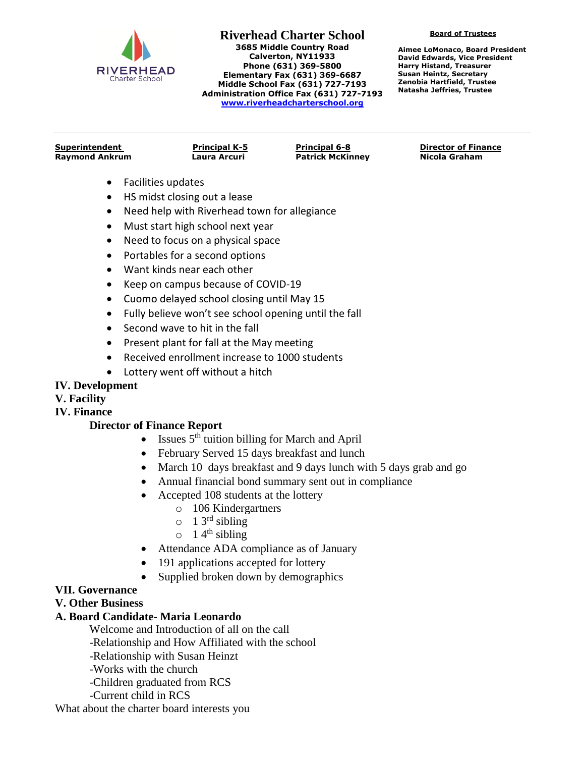- Facilities updates
- HS midst closing out a lease
- Need help with Riverhead town for allegiance
- Must start high school next year
- Need to focus on a physical space
- Portables for a second options
- Want kinds near each other
- Keep on campus because of COVID-19
- Cuomo delayed school closing until May 15
- Fully believe won't see school opening until the fall
- Second wave to hit in the fall
- Present plant for fall at the May meeting
- Received enrollment increase to 1000 students
- Lottery went off without a hitch

**IV. Development**

**V. Facility**

**IV. Finance**

**Director of Finance Report**

- Issues $5^{th}$ tuition billing for March and April
- February Served 15 days breakfast and lunch
- March 10 days breakfast and 9 days lunch with 5 days grab and go
- Annual financial bond summary sent out in compliance
- Accepted 108 students at the lottery
  - 106 Kindergartners
  - 1 $3^{rd}$ sibling
  - 1 $4^{th}$ sibling
- Attendance ADA compliance as of January
- 191 applications accepted for lottery
- Supplied broken down by demographics

**VII. Governance**

**V. Other Business**

**A. Board Candidate- Maria Leonardo**

Welcome and Introduction of all on the call

-Relationship and How Affiliated with the school

-Relationship with Susan Heinzt

-Works with the church

-Children graduated from RCS

-Current child in RCS

What about the charter board interests you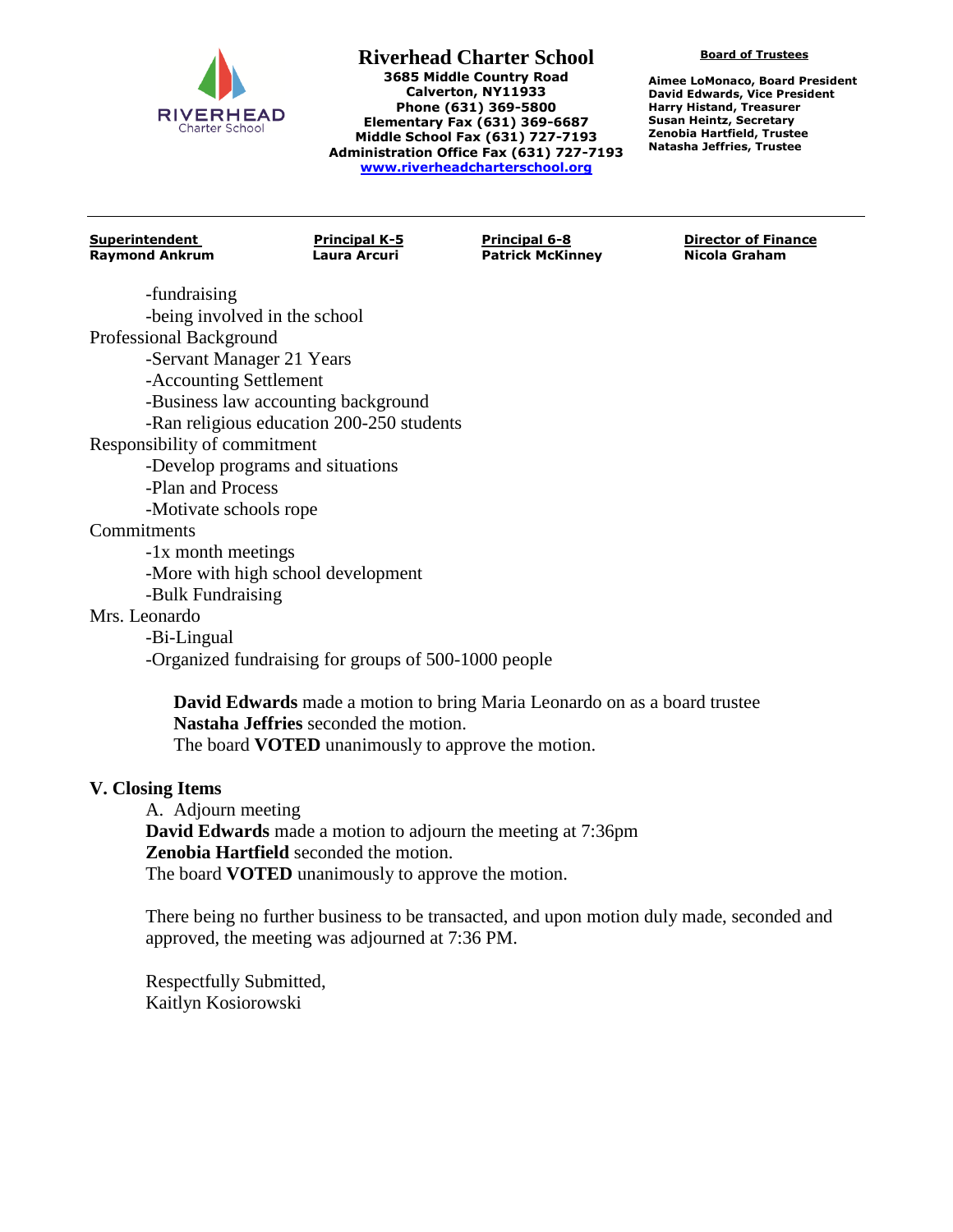# Riverhead Charter School

**3685 Middle Country Road**
**Calverton, NY11933**
**Phone (631) 369-5800**
**Elementary Fax (631) 369-6687**
**Middle School Fax (631) 727-7193**
**Administration Office Fax (631) 727-7193**
**www.riverheadcharterschool.org**

**Board of Trustees**

**Aimee LoMonaco, Board President**
**David Edwards, Vice President**
**Harry Histand, Treasurer**
**Susan Heintz, Secretary**
**Zenobia Hartfield, Trustee**
**Natasha Jeffries, Trustee**

| Superintendent | Principal K-5 | Principal 6-8 | Director of Finance |
|---|---|---|---|
| **Raymond Ankrum** | **Laura Arcuri** | **Patrick McKinney** | **Nicola Graham** |

- -fundraising
- -being involved in the school

Professional Background
- -Servant Manager 21 Years
- -Accounting Settlement
- -Business law accounting background
- -Ran religious education 200-250 students

Responsibility of commitment
- -Develop programs and situations
- -Plan and Process
- -Motivate schools rope

Commitments
- -1x month meetings
- -More with high school development
- -Bulk Fundraising

Mrs. Leonardo
- -Bi-Lingual
- -Organized fundraising for groups of 500-1000 people

**David Edwards** made a motion to bring Maria Leonardo on as a board trustee
**Nastaha Jeffries** seconded the motion.
The board **VOTED** unanimously to approve the motion.

## V. Closing Items

A. Adjourn meeting
**David Edwards** made a motion to adjourn the meeting at 7:36pm
**Zenobia Hartfield** seconded the motion.
The board **VOTED** unanimously to approve the motion.

There being no further business to be transacted, and upon motion duly made, seconded and approved, the meeting was adjourned at 7:36 PM.

Respectfully Submitted,
Kaitlyn Kosiorowski